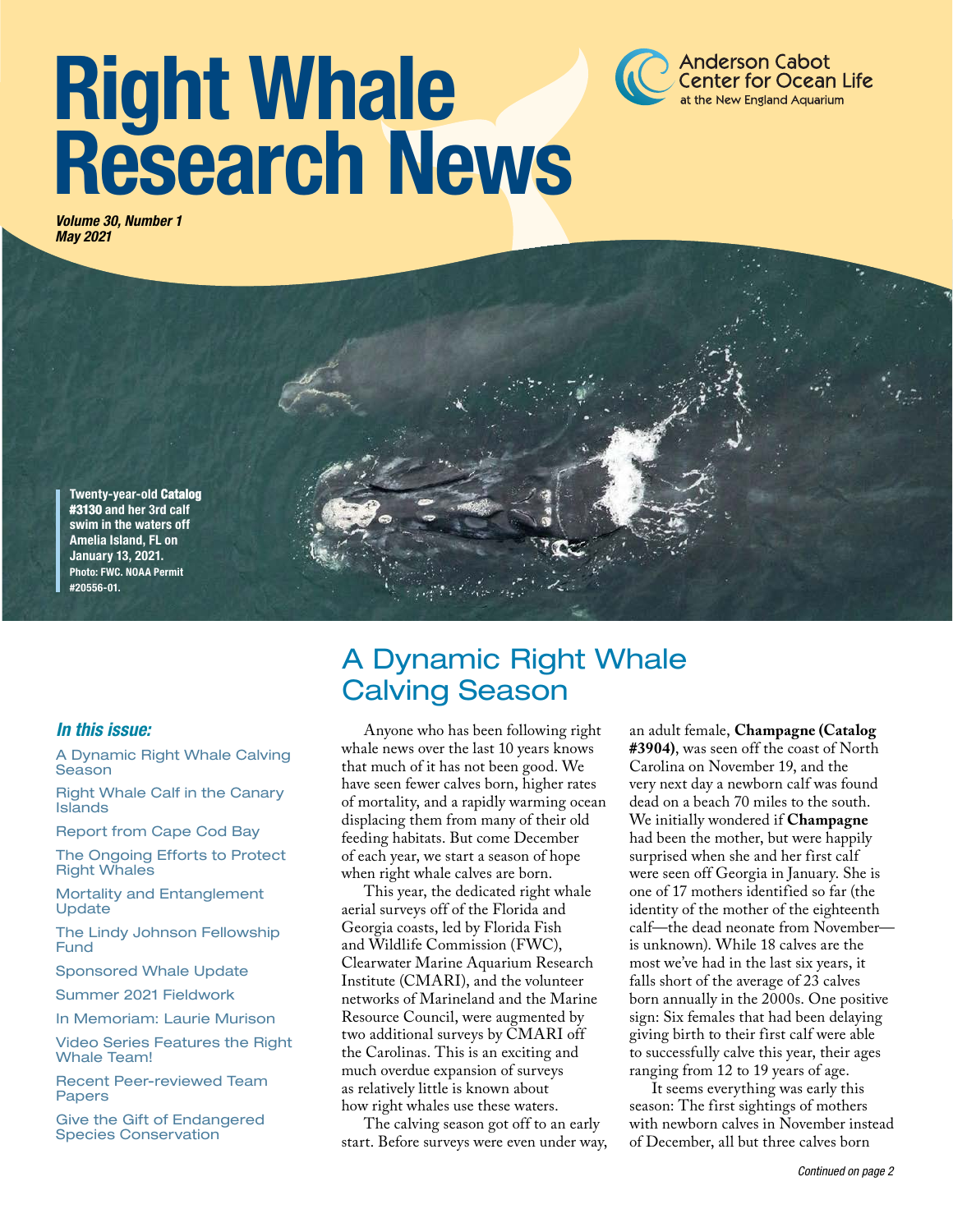# Right Whale Research News

Anderson Cabot Center for Ocean Life at the New England Aquarium

*Volume 30, Number 1*
*May 2021*

**Twenty-year-old Catalog #3130 and her 3rd calf swim in the waters off Amelia Island, FL on January 13, 2021. Photo: FWC. NOAA Permit #20556-01.**

### *In this issue:*

- A Dynamic Right Whale Calving Season
- Right Whale Calf in the Canary Islands
- Report from Cape Cod Bay
- The Ongoing Efforts to Protect Right Whales
- Mortality and Entanglement Update
- The Lindy Johnson Fellowship Fund
- Sponsored Whale Update
- Summer 2021 Fieldwork
- In Memoriam: Laurie Murison
- Video Series Features the Right Whale Team!
- Recent Peer-reviewed Team Papers
- Give the Gift of Endangered Species Conservation

## A Dynamic Right Whale Calving Season

Anyone who has been following right whale news over the last 10 years knows that much of it has not been good. We have seen fewer calves born, higher rates of mortality, and a rapidly warming ocean displacing them from many of their old feeding habitats. But come December of each year, we start a season of hope when right whale calves are born.

This year, the dedicated right whale aerial surveys off of the Florida and Georgia coasts, led by Florida Fish and Wildlife Commission (FWC), Clearwater Marine Aquarium Research Institute (CMARI), and the volunteer networks of Marineland and the Marine Resource Council, were augmented by two additional surveys by CMARI off the Carolinas. This is an exciting and much overdue expansion of surveys as relatively little is known about how right whales use these waters.

The calving season got off to an early start. Before surveys were even under way, an adult female, **Champagne (Catalog #3904)**, was seen off the coast of North Carolina on November 19, and the very next day a newborn calf was found dead on a beach 70 miles to the south. We initially wondered if **Champagne** had been the mother, but were happily surprised when she and her first calf were seen off Georgia in January. She is one of 17 mothers identified so far (the identity of the mother of the eighteenth calf—the dead neonate from November—is unknown). While 18 calves are the most we've had in the last six years, it falls short of the average of 23 calves born annually in the 2000s. One positive sign: Six females that had been delaying giving birth to their first calf were able to successfully calve this year, their ages ranging from 12 to 19 years of age.

It seems everything was early this season: The first sightings of mothers with newborn calves in November instead of December, all but three calves born

*Continued on page 2*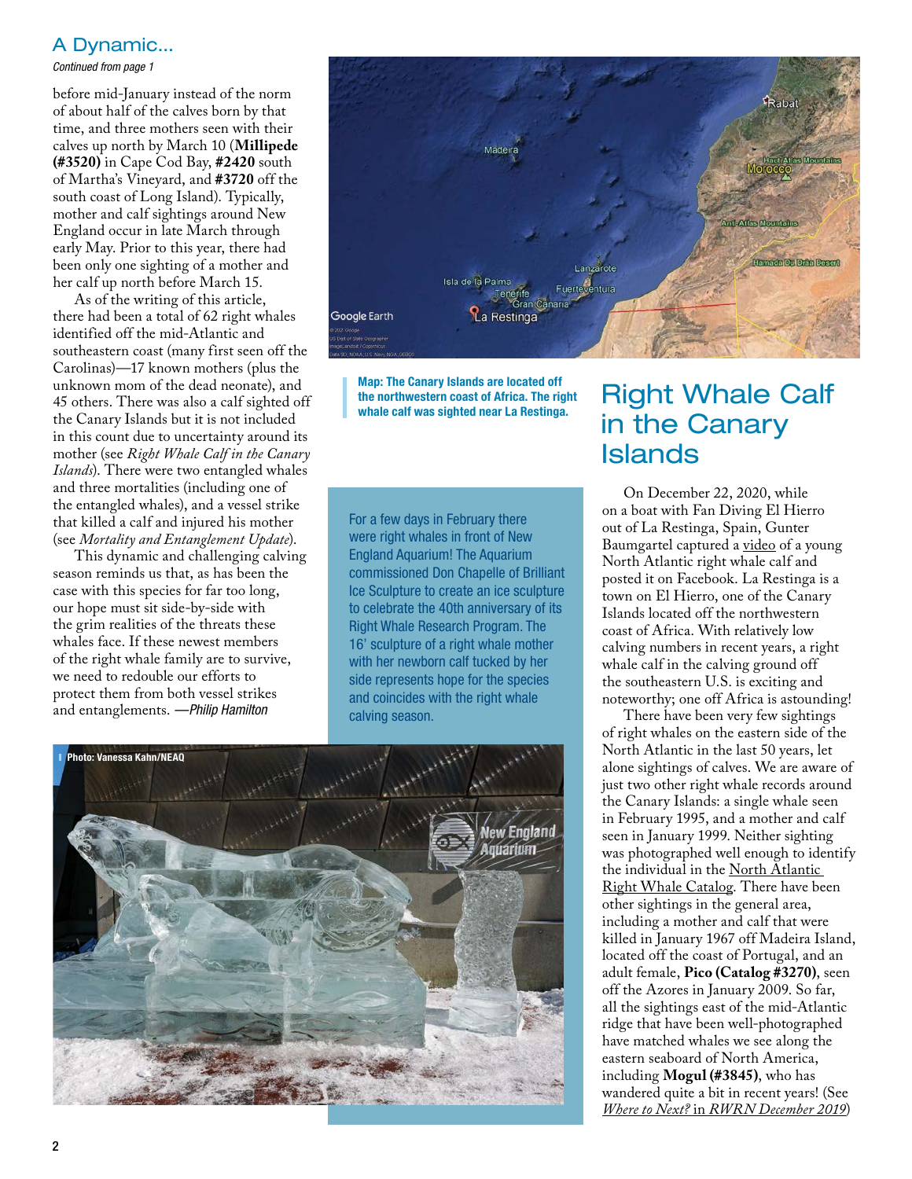## A Dynamic...

*Continued from page 1*

before mid-January instead of the norm of about half of the calves born by that time, and three mothers seen with their calves up north by March 10 (**Millipede (#3520)** in Cape Cod Bay, **#2420** south of Martha's Vineyard, and **#3720** off the south coast of Long Island). Typically, mother and calf sightings around New England occur in late March through early May. Prior to this year, there had been only one sighting of a mother and her calf up north before March 15.

As of the writing of this article, there had been a total of 62 right whales identified off the mid-Atlantic and southeastern coast (many first seen off the Carolinas)—17 known mothers (plus the unknown mom of the dead neonate), and 45 others. There was also a calf sighted off the Canary Islands but it is not included in this count due to uncertainty around its mother (see *Right Whale Calf in the Canary Islands*). There were two entangled whales and three mortalities (including one of the entangled whales), and a vessel strike that killed a calf and injured his mother (see *Mortality and Entanglement Update*).

This dynamic and challenging calving season reminds us that, as has been the case with this species for far too long, our hope must sit side-by-side with the grim realities of the threats these whales face. If these newest members of the right whale family are to survive, we need to redouble our efforts to protect them from both vessel strikes and entanglements. *—Philip Hamilton*

**Map: The Canary Islands are located off the northwestern coast of Africa. The right whale calf was sighted near La Restinga.**

For a few days in February there were right whales in front of New England Aquarium! The Aquarium commissioned Don Chapelle of Brilliant Ice Sculpture to create an ice sculpture to celebrate the 40th anniversary of its Right Whale Research Program. The 16' sculpture of a right whale mother with her newborn calf tucked by her side represents hope for the species and coincides with the right whale calving season.

**Photo: Vanessa Kahn/NEAQ**

## Right Whale Calf in the Canary Islands

On December 22, 2020, while on a boat with Fan Diving El Hierro out of La Restinga, Spain, Gunter Baumgartel captured a video of a young North Atlantic right whale calf and posted it on Facebook. La Restinga is a town on El Hierro, one of the Canary Islands located off the northwestern coast of Africa. With relatively low calving numbers in recent years, a right whale calf in the calving ground off the southeastern U.S. is exciting and noteworthy; one off Africa is astounding!

There have been very few sightings of right whales on the eastern side of the North Atlantic in the last 50 years, let alone sightings of calves. We are aware of just two other right whale records around the Canary Islands: a single whale seen in February 1995, and a mother and calf seen in January 1999. Neither sighting was photographed well enough to identify the individual in the North Atlantic Right Whale Catalog. There have been other sightings in the general area, including a mother and calf that were killed in January 1967 off Madeira Island, located off the coast of Portugal, and an adult female, **Pico (Catalog #3270)**, seen off the Azores in January 2009. So far, all the sightings east of the mid-Atlantic ridge that have been well-photographed have matched whales we see along the eastern seaboard of North America, including **Mogul (#3845)**, who has wandered quite a bit in recent years! (See *Where to Next?* in *RWRN December 2019*)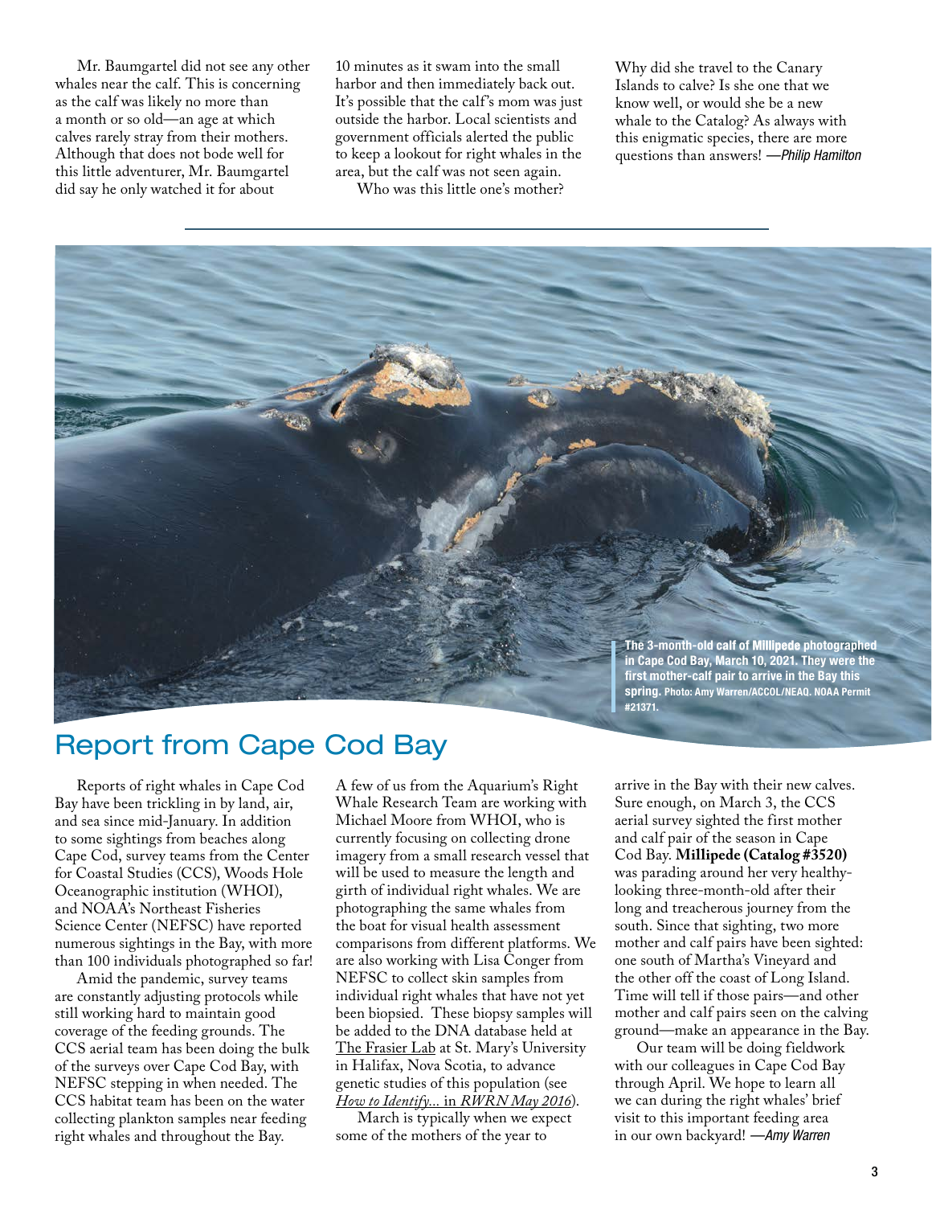Mr. Baumgartel did not see any other whales near the calf. This is concerning as the calf was likely no more than a month or so old—an age at which calves rarely stray from their mothers. Although that does not bode well for this little adventurer, Mr. Baumgartel did say he only watched it for about 10 minutes as it swam into the small harbor and then immediately back out. It's possible that the calf's mom was just outside the harbor. Local scientists and government officials alerted the public to keep a lookout for right whales in the area, but the calf was not seen again.

Who was this little one's mother? Why did she travel to the Canary Islands to calve? Is she one that we know well, or would she be a new whale to the Catalog? As always with this enigmatic species, there are more questions than answers! *—Philip Hamilton*

**The 3-month-old calf of Millipede photographed in Cape Cod Bay, March 10, 2021. They were the first mother-calf pair to arrive in the Bay this spring.** Photo: Amy Warren/ACCOL/NEAQ. NOAA Permit #21371.

## Report from Cape Cod Bay

Reports of right whales in Cape Cod Bay have been trickling in by land, air, and sea since mid-January. In addition to some sightings from beaches along Cape Cod, survey teams from the Center for Coastal Studies (CCS), Woods Hole Oceanographic institution (WHOI), and NOAA's Northeast Fisheries Science Center (NEFSC) have reported numerous sightings in the Bay, with more than 100 individuals photographed so far!

Amid the pandemic, survey teams are constantly adjusting protocols while still working hard to maintain good coverage of the feeding grounds. The CCS aerial team has been doing the bulk of the surveys over Cape Cod Bay, with NEFSC stepping in when needed. The CCS habitat team has been on the water collecting plankton samples near feeding right whales and throughout the Bay.

A few of us from the Aquarium's Right Whale Research Team are working with Michael Moore from WHOI, who is currently focusing on collecting drone imagery from a small research vessel that will be used to measure the length and girth of individual right whales. We are photographing the same whales from the boat for visual health assessment comparisons from different platforms. We are also working with Lisa Conger from NEFSC to collect skin samples from individual right whales that have not yet been biopsied. These biopsy samples will be added to the DNA database held at The Frasier Lab at St. Mary's University in Halifax, Nova Scotia, to advance genetic studies of this population (see *How to Identify...* in *RWRN May 2016*).

March is typically when we expect some of the mothers of the year to arrive in the Bay with their new calves. Sure enough, on March 3, the CCS aerial survey sighted the first mother and calf pair of the season in Cape Cod Bay. **Millipede (Catalog #3520)** was parading around her very healthy-looking three-month-old after their long and treacherous journey from the south. Since that sighting, two more mother and calf pairs have been sighted: one south of Martha's Vineyard and the other off the coast of Long Island. Time will tell if those pairs—and other mother and calf pairs seen on the calving ground—make an appearance in the Bay.

Our team will be doing fieldwork with our colleagues in Cape Cod Bay through April. We hope to learn all we can during the right whales' brief visit to this important feeding area in our own backyard! *—Amy Warren*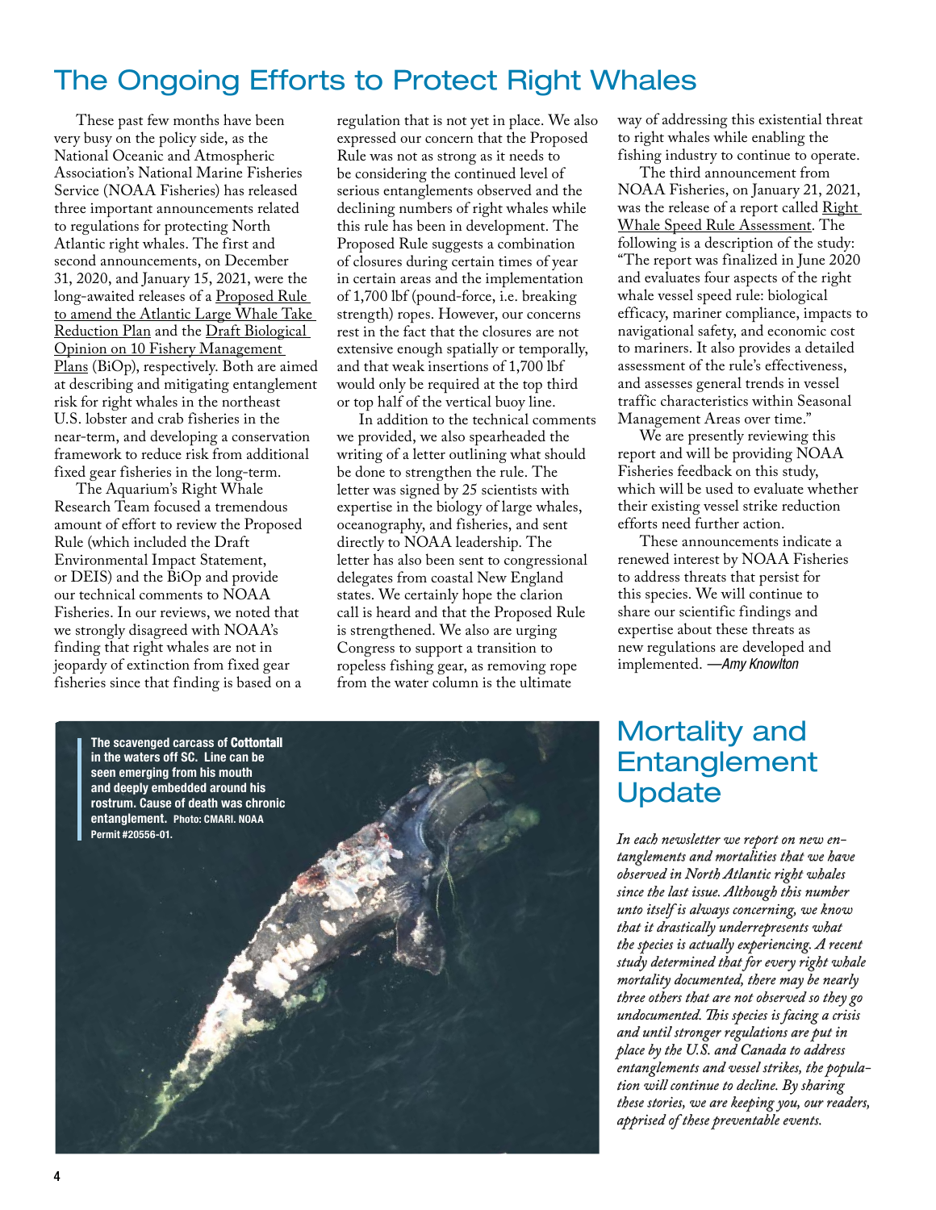# The Ongoing Efforts to Protect Right Whales

These past few months have been very busy on the policy side, as the National Oceanic and Atmospheric Association's National Marine Fisheries Service (NOAA Fisheries) has released three important announcements related to regulations for protecting North Atlantic right whales. The first and second announcements, on December 31, 2020, and January 15, 2021, were the long-awaited releases of a Proposed Rule to amend the Atlantic Large Whale Take Reduction Plan and the Draft Biological Opinion on 10 Fishery Management Plans (BiOp), respectively. Both are aimed at describing and mitigating entanglement risk for right whales in the northeast U.S. lobster and crab fisheries in the near-term, and developing a conservation framework to reduce risk from additional fixed gear fisheries in the long-term.

The Aquarium's Right Whale Research Team focused a tremendous amount of effort to review the Proposed Rule (which included the Draft Environmental Impact Statement, or DEIS) and the BiOp and provide our technical comments to NOAA Fisheries. In our reviews, we noted that we strongly disagreed with NOAA's finding that right whales are not in jeopardy of extinction from fixed gear fisheries since that finding is based on a regulation that is not yet in place. We also expressed our concern that the Proposed Rule was not as strong as it needs to be considering the continued level of serious entanglements observed and the declining numbers of right whales while this rule has been in development. The Proposed Rule suggests a combination of closures during certain times of year in certain areas and the implementation of 1,700 lbf (pound-force, i.e. breaking strength) ropes. However, our concerns rest in the fact that the closures are not extensive enough spatially or temporally, and that weak insertions of 1,700 lbf would only be required at the top third or top half of the vertical buoy line.

In addition to the technical comments we provided, we also spearheaded the writing of a letter outlining what should be done to strengthen the rule. The letter was signed by 25 scientists with expertise in the biology of large whales, oceanography, and fisheries, and sent directly to NOAA leadership. The letter has also been sent to congressional delegates from coastal New England states. We certainly hope the clarion call is heard and that the Proposed Rule is strengthened. We also are urging Congress to support a transition to ropeless fishing gear, as removing rope from the water column is the ultimate way of addressing this existential threat to right whales while enabling the fishing industry to continue to operate.

The third announcement from NOAA Fisheries, on January 21, 2021, was the release of a report called Right Whale Speed Rule Assessment. The following is a description of the study: "The report was finalized in June 2020 and evaluates four aspects of the right whale vessel speed rule: biological efficacy, mariner compliance, impacts to navigational safety, and economic cost to mariners. It also provides a detailed assessment of the rule's effectiveness, and assesses general trends in vessel traffic characteristics within Seasonal Management Areas over time."

We are presently reviewing this report and will be providing NOAA Fisheries feedback on this study, which will be used to evaluate whether their existing vessel strike reduction efforts need further action.

These announcements indicate a renewed interest by NOAA Fisheries to address threats that persist for this species. We will continue to share our scientific findings and expertise about these threats as new regulations are developed and implemented. *—Amy Knowlton*

**The scavenged carcass of Cottontail in the waters off SC. Line can be seen emerging from his mouth and deeply embedded around his rostrum. Cause of death was chronic entanglement.** Photo: CMARI. NOAA Permit #20556-01.

# Mortality and Entanglement Update

*In each newsletter we report on new entanglements and mortalities that we have observed in North Atlantic right whales since the last issue. Although this number unto itself is always concerning, we know that it drastically underrepresents what the species is actually experiencing. A recent study determined that for every right whale mortality documented, there may be nearly three others that are not observed so they go undocumented. This species is facing a crisis and until stronger regulations are put in place by the U.S. and Canada to address entanglements and vessel strikes, the population will continue to decline. By sharing these stories, we are keeping you, our readers, apprised of these preventable events.*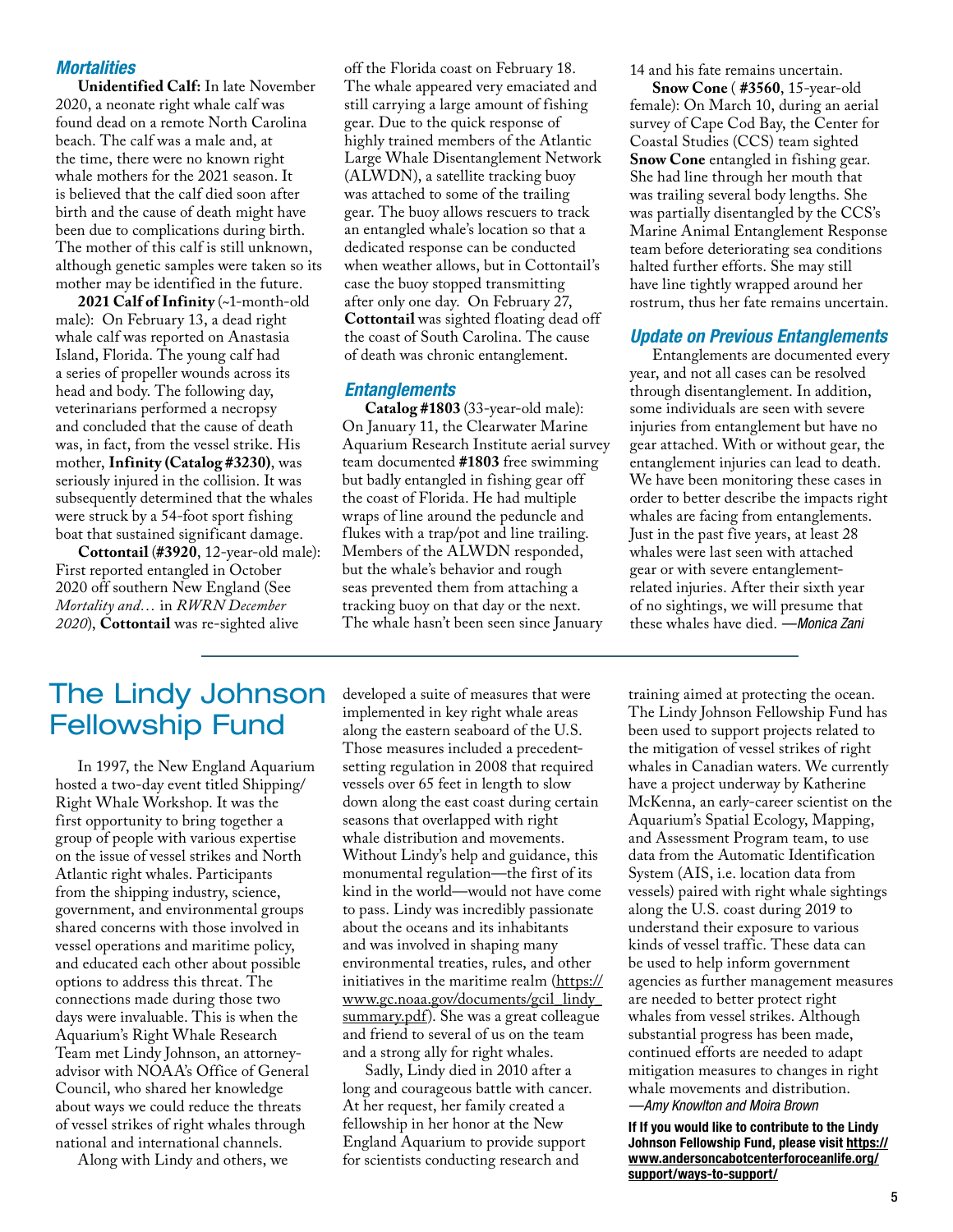### *Mortalities*

**Unidentified Calf:** In late November 2020, a neonate right whale calf was found dead on a remote North Carolina beach. The calf was a male and, at the time, there were no known right whale mothers for the 2021 season. It is believed that the calf died soon after birth and the cause of death might have been due to complications during birth. The mother of this calf is still unknown, although genetic samples were taken so its mother may be identified in the future.

**2021 Calf of Infinity** (~1-month-old male): On February 13, a dead right whale calf was reported on Anastasia Island, Florida. The young calf had a series of propeller wounds across its head and body. The following day, veterinarians performed a necropsy and concluded that the cause of death was, in fact, from the vessel strike. His mother, **Infinity (Catalog #3230)**, was seriously injured in the collision. It was subsequently determined that the whales were struck by a 54-foot sport fishing boat that sustained significant damage.

**Cottontail** (**#3920**, 12-year-old male): First reported entangled in October 2020 off southern New England (See *Mortality and…* in *RWRN December 2020*), **Cottontail** was re-sighted alive off the Florida coast on February 18. The whale appeared very emaciated and still carrying a large amount of fishing gear. Due to the quick response of highly trained members of the Atlantic Large Whale Disentanglement Network (ALWDN), a satellite tracking buoy was attached to some of the trailing gear. The buoy allows rescuers to track an entangled whale's location so that a dedicated response can be conducted when weather allows, but in Cottontail's case the buoy stopped transmitting after only one day. On February 27, **Cottontail** was sighted floating dead off the coast of South Carolina. The cause of death was chronic entanglement.

### *Entanglements*

**Catalog #1803** (33-year-old male): On January 11, the Clearwater Marine Aquarium Research Institute aerial survey team documented **#1803** free swimming but badly entangled in fishing gear off the coast of Florida. He had multiple wraps of line around the peduncle and flukes with a trap/pot and line trailing. Members of the ALWDN responded, but the whale's behavior and rough seas prevented them from attaching a tracking buoy on that day or the next. The whale hasn't been seen since January 14 and his fate remains uncertain.

**Snow Cone** ( **#3560**, 15-year-old female): On March 10, during an aerial survey of Cape Cod Bay, the Center for Coastal Studies (CCS) team sighted **Snow Cone** entangled in fishing gear. She had line through her mouth that was trailing several body lengths. She was partially disentangled by the CCS's Marine Animal Entanglement Response team before deteriorating sea conditions halted further efforts. She may still have line tightly wrapped around her rostrum, thus her fate remains uncertain.

### *Update on Previous Entanglements*

Entanglements are documented every year, and not all cases can be resolved through disentanglement. In addition, some individuals are seen with severe injuries from entanglement but have no gear attached. With or without gear, the entanglement injuries can lead to death. We have been monitoring these cases in order to better describe the impacts right whales are facing from entanglements. Just in the past five years, at least 28 whales were last seen with attached gear or with severe entanglement-related injuries. After their sixth year of no sightings, we will presume that these whales have died. *—Monica Zani*

## The Lindy Johnson Fellowship Fund

In 1997, the New England Aquarium hosted a two-day event titled Shipping/Right Whale Workshop. It was the first opportunity to bring together a group of people with various expertise on the issue of vessel strikes and North Atlantic right whales. Participants from the shipping industry, science, government, and environmental groups shared concerns with those involved in vessel operations and maritime policy, and educated each other about possible options to address this threat. The connections made during those two days were invaluable. This is when the Aquarium's Right Whale Research Team met Lindy Johnson, an attorney-advisor with NOAA's Office of General Council, who shared her knowledge about ways we could reduce the threats of vessel strikes of right whales through national and international channels.

Along with Lindy and others, we developed a suite of measures that were implemented in key right whale areas along the eastern seaboard of the U.S. Those measures included a precedent-setting regulation in 2008 that required vessels over 65 feet in length to slow down along the east coast during certain seasons that overlapped with right whale distribution and movements. Without Lindy's help and guidance, this monumental regulation—the first of its kind in the world—would not have come to pass. Lindy was incredibly passionate about the oceans and its inhabitants and was involved in shaping many environmental treaties, rules, and other initiatives in the maritime realm (https://www.gc.noaa.gov/documents/gcil_lindy_summary.pdf). She was a great colleague and friend to several of us on the team and a strong ally for right whales.

Sadly, Lindy died in 2010 after a long and courageous battle with cancer. At her request, her family created a fellowship in her honor at the New England Aquarium to provide support for scientists conducting research and training aimed at protecting the ocean. The Lindy Johnson Fellowship Fund has been used to support projects related to the mitigation of vessel strikes of right whales in Canadian waters. We currently have a project underway by Katherine McKenna, an early-career scientist on the Aquarium's Spatial Ecology, Mapping, and Assessment Program team, to use data from the Automatic Identification System (AIS, i.e. location data from vessels) paired with right whale sightings along the U.S. coast during 2019 to understand their exposure to various kinds of vessel traffic. These data can be used to help inform government agencies as further management measures are needed to better protect right whales from vessel strikes. Although substantial progress has been made, continued efforts are needed to adapt mitigation measures to changes in right whale movements and distribution.
*—Amy Knowlton and Moira Brown*

**If If you would like to contribute to the Lindy Johnson Fellowship Fund, please visit https://www.andersoncabotcenterforoceanlife.org/support/ways-to-support/**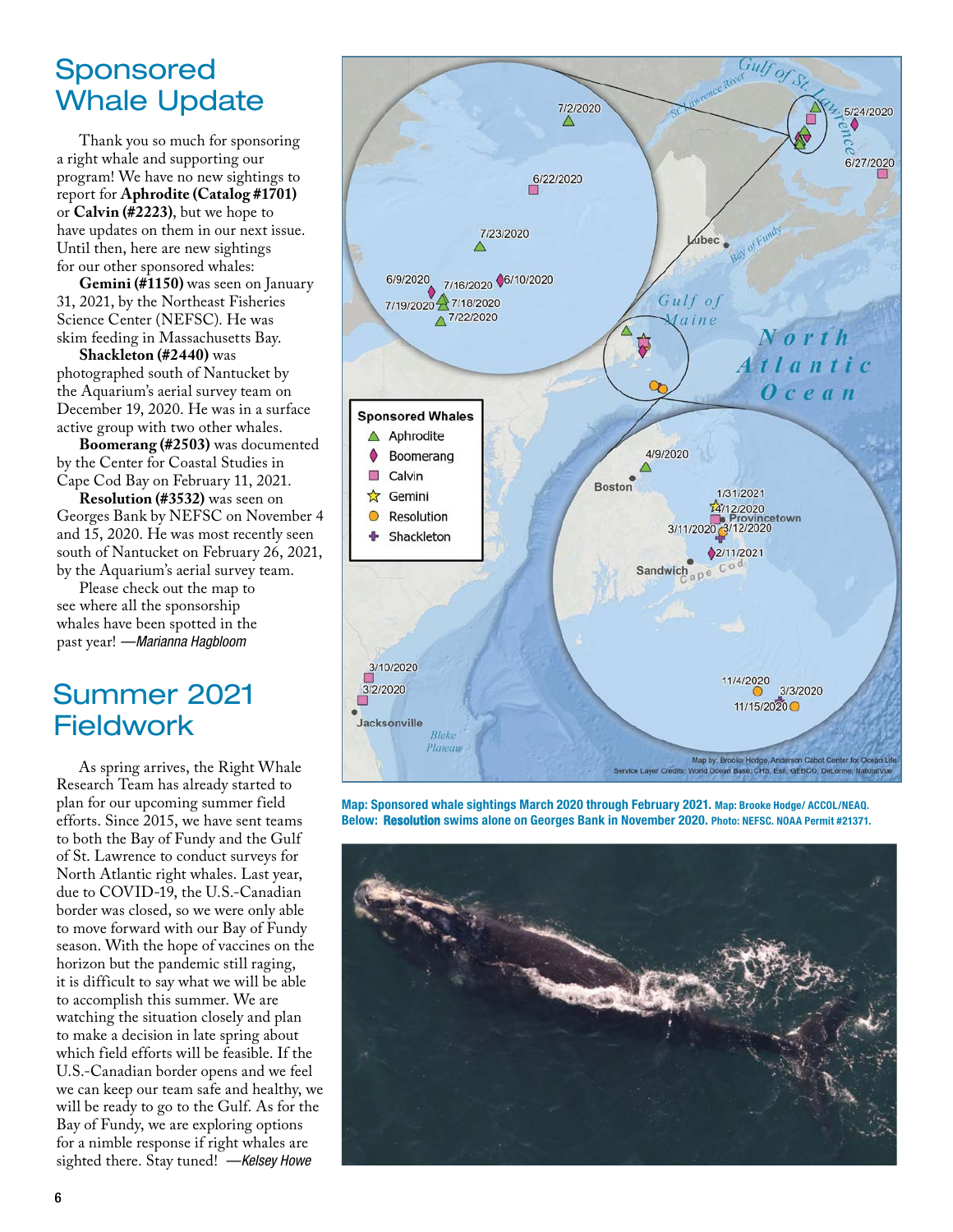# Sponsored Whale Update

Thank you so much for sponsoring a right whale and supporting our program! We have no new sightings to report for **Aphrodite (Catalog #1701)** or **Calvin (#2223)**, but we hope to have updates on them in our next issue. Until then, here are new sightings for our other sponsored whales:

**Gemini (#1150)** was seen on January 31, 2021, by the Northeast Fisheries Science Center (NEFSC). He was skim feeding in Massachusetts Bay.

**Shackleton (#2440)** was photographed south of Nantucket by the Aquarium's aerial survey team on December 19, 2020. He was in a surface active group with two other whales.

**Boomerang (#2503)** was documented by the Center for Coastal Studies in Cape Cod Bay on February 11, 2021.

**Resolution (#3532)** was seen on Georges Bank by NEFSC on November 4 and 15, 2020. He was most recently seen south of Nantucket on February 26, 2021, by the Aquarium's aerial survey team.

Please check out the map to see where all the sponsorship whales have been spotted in the past year! *—Marianna Hagbloom*

# Summer 2021 Fieldwork

As spring arrives, the Right Whale Research Team has already started to plan for our upcoming summer field efforts. Since 2015, we have sent teams to both the Bay of Fundy and the Gulf of St. Lawrence to conduct surveys for North Atlantic right whales. Last year, due to COVID-19, the U.S.-Canadian border was closed, so we were only able to move forward with our Bay of Fundy season. With the hope of vaccines on the horizon but the pandemic still raging, it is difficult to say what we will be able to accomplish this summer. We are watching the situation closely and plan to make a decision in late spring about which field efforts will be feasible. If the U.S.-Canadian border opens and we feel we can keep our team safe and healthy, we will be ready to go to the Gulf. As for the Bay of Fundy, we are exploring options for a nimble response if right whales are sighted there. Stay tuned! *—Kelsey Howe*

**Map: Sponsored whale sightings March 2020 through February 2021.** Map: Brooke Hodge/ ACCOL/NEAQ.

**Below: *Resolution* swims alone on Georges Bank in November 2020.** Photo: NEFSC. NOAA Permit #21371.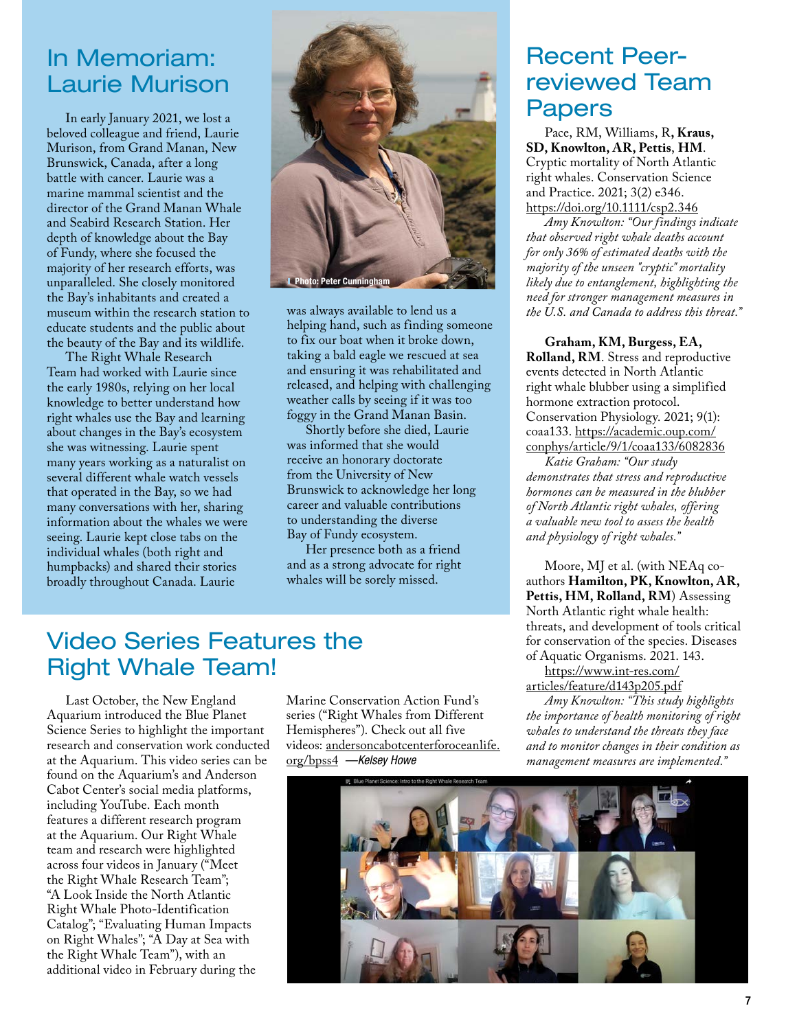## In Memoriam: Laurie Murison

In early January 2021, we lost a beloved colleague and friend, Laurie Murison, from Grand Manan, New Brunswick, Canada, after a long battle with cancer. Laurie was a marine mammal scientist and the director of the Grand Manan Whale and Seabird Research Station. Her depth of knowledge about the Bay of Fundy, where she focused the majority of her research efforts, was unparalleled. She closely monitored the Bay's inhabitants and created a museum within the research station to educate students and the public about the beauty of the Bay and its wildlife.

The Right Whale Research Team had worked with Laurie since the early 1980s, relying on her local knowledge to better understand how right whales use the Bay and learning about changes in the Bay's ecosystem she was witnessing. Laurie spent many years working as a naturalist on several different whale watch vessels that operated in the Bay, so we had many conversations with her, sharing information about the whales we were seeing. Laurie kept close tabs on the individual whales (both right and humpbacks) and shared their stories broadly throughout Canada. Laurie was always available to lend us a helping hand, such as finding someone to fix our boat when it broke down, taking a bald eagle we rescued at sea and ensuring it was rehabilitated and released, and helping with challenging weather calls by seeing if it was too foggy in the Grand Manan Basin.

Photo: Peter Cunningham

Shortly before she died, Laurie was informed that she would receive an honorary doctorate from the University of New Brunswick to acknowledge her long career and valuable contributions to understanding the diverse Bay of Fundy ecosystem.

Her presence both as a friend and as a strong advocate for right whales will be sorely missed.

## Video Series Features the Right Whale Team!

Last October, the New England Aquarium introduced the Blue Planet Science Series to highlight the important research and conservation work conducted at the Aquarium. This video series can be found on the Aquarium's and Anderson Cabot Center's social media platforms, including YouTube. Each month features a different research program at the Aquarium. Our Right Whale team and research were highlighted across four videos in January ("Meet the Right Whale Research Team"; "A Look Inside the North Atlantic Right Whale Photo-Identification Catalog"; "Evaluating Human Impacts on Right Whales"; "A Day at Sea with the Right Whale Team"), with an additional video in February during the Marine Conservation Action Fund's series ("Right Whales from Different Hemispheres"). Check out all five videos: andersoncabotcenterforoceanlife.org/bpss4 *—Kelsey Howe*

## Recent Peer-reviewed Team Papers

Pace, RM, Williams, R, **Kraus, SD, Knowlton, AR, Pettis, HM**. Cryptic mortality of North Atlantic right whales. Conservation Science and Practice. 2021; 3(2) e346. https://doi.org/10.1111/csp2.346

*Amy Knowlton: "Our findings indicate that observed right whale deaths account for only 36% of estimated deaths with the majority of the unseen "cryptic" mortality likely due to entanglement, highlighting the need for stronger management measures in the U.S. and Canada to address this threat."*

**Graham, KM, Burgess, EA, Rolland, RM**. Stress and reproductive events detected in North Atlantic right whale blubber using a simplified hormone extraction protocol. Conservation Physiology. 2021; 9(1): coaa133. https://academic.oup.com/conphys/article/9/1/coaa133/6082836

*Katie Graham: "Our study demonstrates that stress and reproductive hormones can be measured in the blubber of North Atlantic right whales, offering a valuable new tool to assess the health and physiology of right whales."*

Moore, MJ et al. (with NEAq co-authors **Hamilton, PK, Knowlton, AR, Pettis, HM, Rolland, RM**) Assessing North Atlantic right whale health: threats, and development of tools critical for conservation of the species. Diseases of Aquatic Organisms. 2021. 143. https://www.int-res.com/articles/feature/d143p205.pdf

*Amy Knowlton: "This study highlights the importance of health monitoring of right whales to understand the threats they face and to monitor changes in their condition as management measures are implemented."*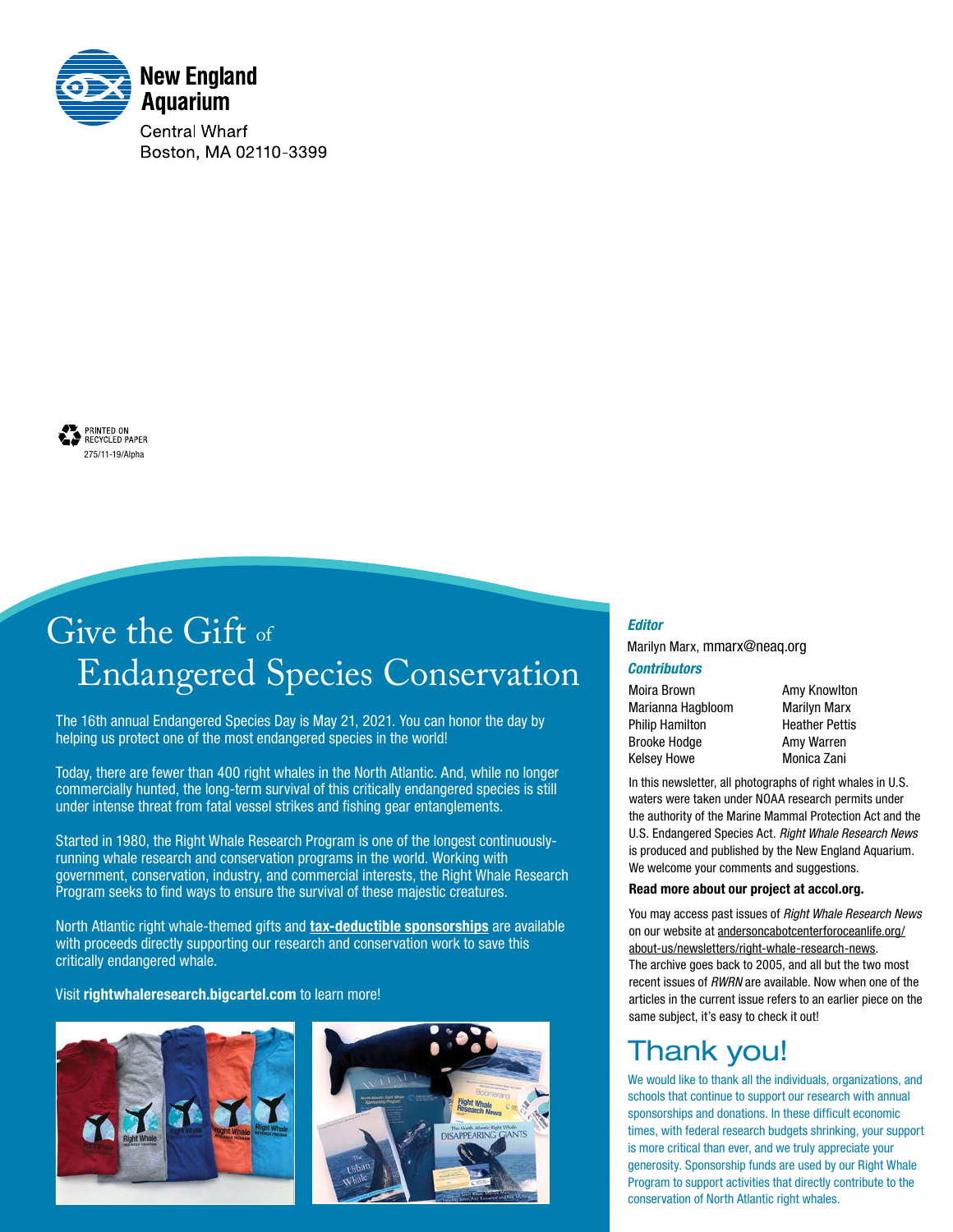**New England Aquarium**

Central Wharf
Boston, MA 02110-3399

PRINTED ON RECYCLED PAPER
275/11-19/Alpha

# Give the Gift of Endangered Species Conservation

The 16th annual Endangered Species Day is May 21, 2021. You can honor the day by helping us protect one of the most endangered species in the world!

Today, there are fewer than 400 right whales in the North Atlantic. And, while no longer commercially hunted, the long-term survival of this critically endangered species is still under intense threat from fatal vessel strikes and fishing gear entanglements.

Started in 1980, the Right Whale Research Program is one of the longest continuously-running whale research and conservation programs in the world. Working with government, conservation, industry, and commercial interests, the Right Whale Research Program seeks to find ways to ensure the survival of these majestic creatures.

North Atlantic right whale-themed gifts and **tax-deductible sponsorships** are available with proceeds directly supporting our research and conservation work to save this critically endangered whale.

Visit **rightwhaleresearch.bigcartel.com** to learn more!

***Editor***

Marilyn Marx, mmarx@neaq.org

***Contributors***

Moira Brown
Marianna Hagbloom
Philip Hamilton
Brooke Hodge
Kelsey Howe
Amy Knowlton
Marilyn Marx
Heather Pettis
Amy Warren
Monica Zani

In this newsletter, all photographs of right whales in U.S. waters were taken under NOAA research permits under the authority of the Marine Mammal Protection Act and the U.S. Endangered Species Act. *Right Whale Research News* is produced and published by the New England Aquarium. We welcome your comments and suggestions.

**Read more about our project at accol.org.**

You may access past issues of *Right Whale Research News* on our website at andersoncabotcenterforoceanlife.org/about-us/newsletters/right-whale-research-news. The archive goes back to 2005, and all but the two most recent issues of *RWRN* are available. Now when one of the articles in the current issue refers to an earlier piece on the same subject, it's easy to check it out!

## Thank you!

We would like to thank all the individuals, organizations, and schools that continue to support our research with annual sponsorships and donations. In these difficult economic times, with federal research budgets shrinking, your support is more critical than ever, and we truly appreciate your generosity. Sponsorship funds are used by our Right Whale Program to support activities that directly contribute to the conservation of North Atlantic right whales.